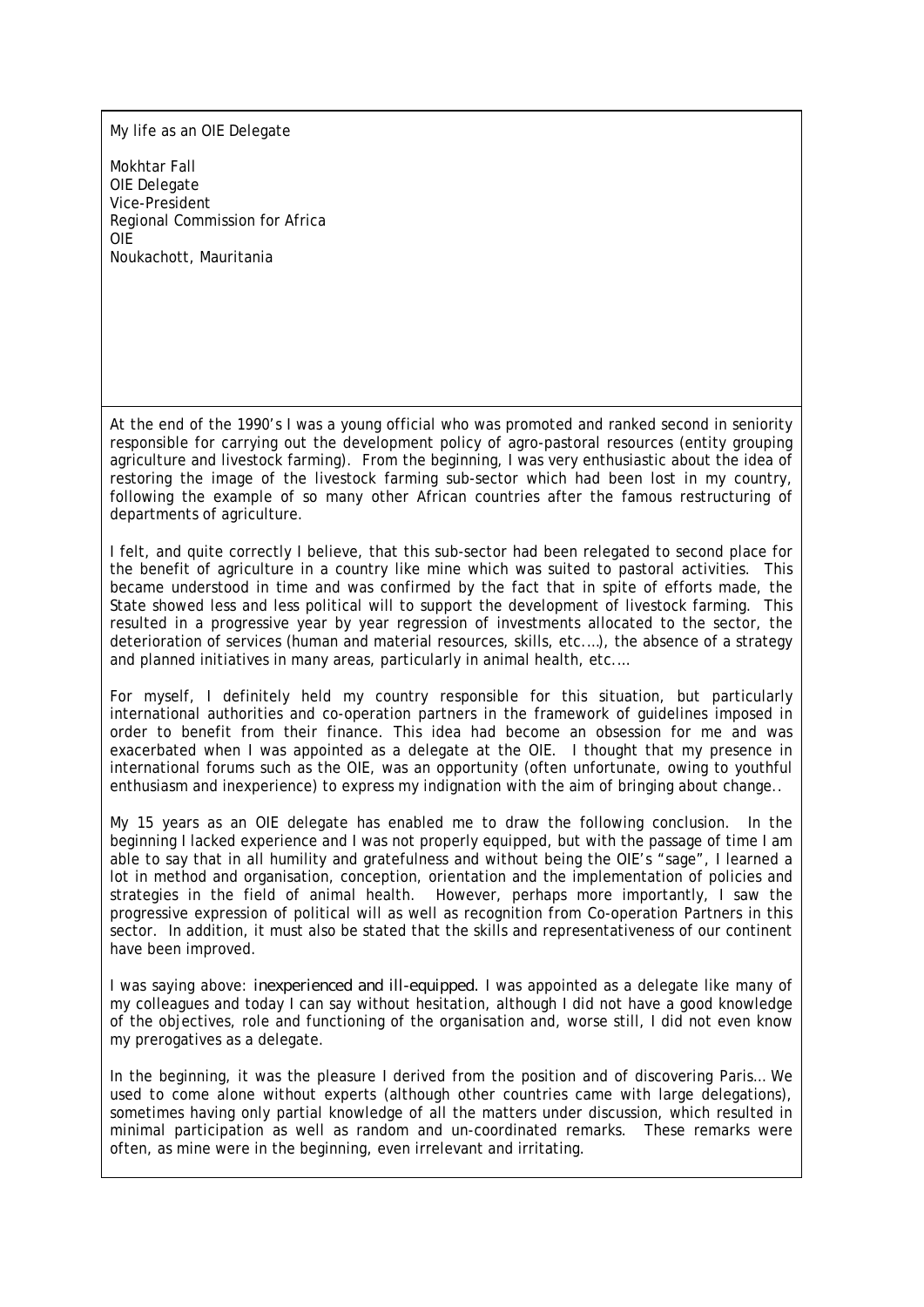# My life as an OIE Delegate

Mokhtar Fall
OIE Delegate
Vice-President
Regional Commission for Africa
OIE
Noukachott, Mauritania

At the end of the 1990's I was a young official who was promoted and ranked second in seniority responsible for carrying out the development policy of agro-pastoral resources (entity grouping agriculture and livestock farming). From the beginning, I was very enthusiastic about the idea of restoring the image of the livestock farming sub-sector which had been lost in my country, following the example of so many other African countries after the famous restructuring of departments of agriculture.

I felt, and quite correctly I believe, that this sub-sector had been relegated to second place for the benefit of agriculture in a country like mine which was suited to pastoral activities. This became understood in time and was confirmed by the fact that in spite of efforts made, the State showed less and less political will to support the development of livestock farming. This resulted in a progressive year by year regression of investments allocated to the sector, the deterioration of services (human and material resources, skills, etc.…), the absence of a strategy and planned initiatives in many areas, particularly in animal health, etc.…

For myself, I definitely held my country responsible for this situation, but particularly international authorities and co-operation partners in the framework of guidelines imposed in order to benefit from their finance. This idea had become an obsession for me and was exacerbated when I was appointed as a delegate at the OIE. I thought that my presence in international forums such as the OIE, was an opportunity (often unfortunate, owing to youthful enthusiasm and inexperience) to express my indignation with the aim of bringing about change..

My 15 years as an OIE delegate has enabled me to draw the following conclusion. In the beginning I lacked experience and I was not properly equipped, but with the passage of time I am able to say that in all humility and gratefulness and without being the OIE's "sage", I learned a lot in method and organisation, conception, orientation and the implementation of policies and strategies in the field of animal health. However, perhaps more importantly, I saw the progressive expression of political will as well as recognition from Co-operation Partners in this sector. In addition, it must also be stated that the skills and representativeness of our continent have been improved.

I was saying above: *inexperienced and ill-equipped*. I was appointed as a delegate like many of my colleagues and today I can say without hesitation, although I did not have a good knowledge of the objectives, role and functioning of the organisation and, worse still, I did not even know my prerogatives as a delegate.

In the beginning, it was the pleasure I derived from the position and of discovering Paris… We used to come alone without experts (although other countries came with large delegations), sometimes having only partial knowledge of all the matters under discussion, which resulted in minimal participation as well as random and un-coordinated remarks. These remarks were often, as mine were in the beginning, even irrelevant and irritating.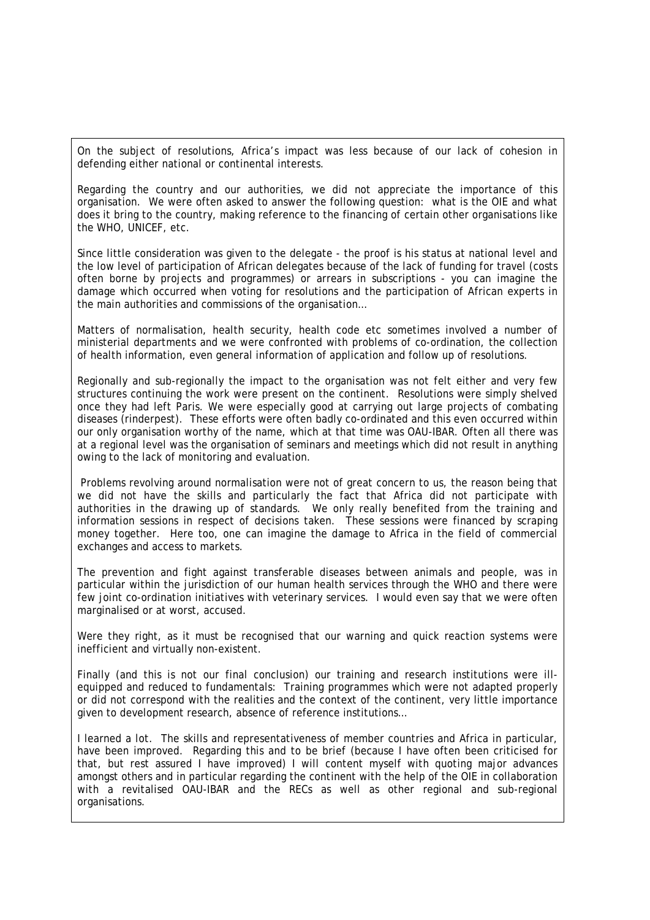On the subject of resolutions, Africa's impact was less because of our lack of cohesion in defending either national or continental interests.

Regarding the country and our authorities, we did not appreciate the importance of this organisation. We were often asked to answer the following question: what is the OIE and what does it bring to the country, making reference to the financing of certain other organisations like the WHO, UNICEF, etc.

Since little consideration was given to the delegate - the proof is his status at national level and the low level of participation of African delegates because of the lack of funding for travel (costs often borne by projects and programmes) or arrears in subscriptions - you can imagine the damage which occurred when voting for resolutions and the participation of African experts in the main authorities and commissions of the organisation…

Matters of normalisation, health security, health code etc sometimes involved a number of ministerial departments and we were confronted with problems of co-ordination, the collection of health information, even general information of application and follow up of resolutions.

Regionally and sub-regionally the impact to the organisation was not felt either and very few structures continuing the work were present on the continent. Resolutions were simply shelved once they had left Paris. We were especially good at carrying out large projects of combating diseases (rinderpest). These efforts were often badly co-ordinated and this even occurred within our only organisation worthy of the name, which at that time was OAU-IBAR. Often all there was at a regional level was the organisation of seminars and meetings which did not result in anything owing to the lack of monitoring and evaluation.

Problems revolving around normalisation were not of great concern to us, the reason being that we did not have the skills and particularly the fact that Africa did not participate with authorities in the drawing up of standards. We only really benefited from the training and information sessions in respect of decisions taken. These sessions were financed by scraping money together. Here too, one can imagine the damage to Africa in the field of commercial exchanges and access to markets.

The prevention and fight against transferable diseases between animals and people, was in particular within the jurisdiction of our human health services through the WHO and there were few joint co-ordination initiatives with veterinary services. I would even say that we were often marginalised or at worst, accused.

Were they right, as it must be recognised that our warning and quick reaction systems were inefficient and virtually non-existent.

Finally (and this is not our final conclusion) our training and research institutions were ill-equipped and reduced to fundamentals: Training programmes which were not adapted properly or did not correspond with the realities and the context of the continent, very little importance given to development research, absence of reference institutions…

I learned a lot. The skills and representativeness of member countries and Africa in particular, have been improved. Regarding this and to be brief (because I have often been criticised for that, but rest assured I have improved) I will content myself with quoting major advances amongst others and in particular regarding the continent with the help of the OIE in collaboration with a revitalised OAU-IBAR and the RECs as well as other regional and sub-regional organisations.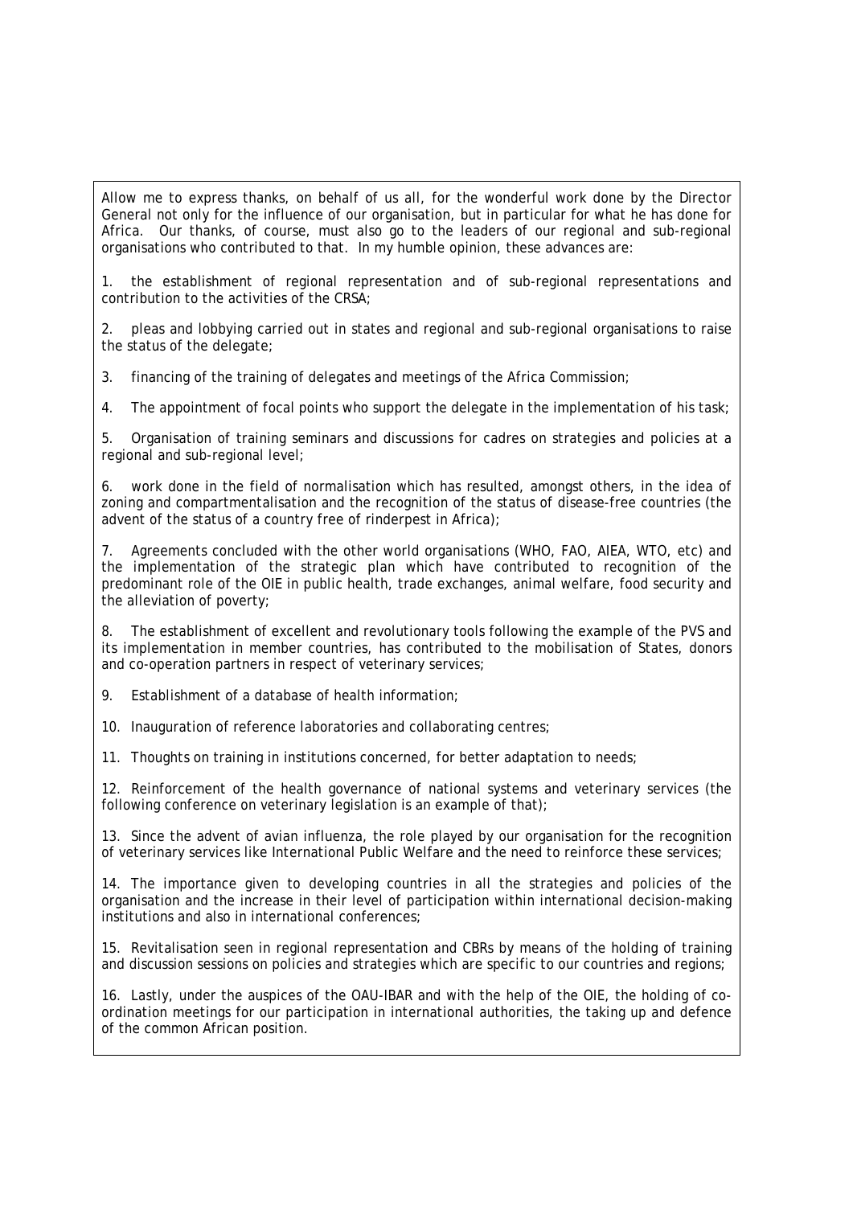Allow me to express thanks, on behalf of us all, for the wonderful work done by the Director General not only for the influence of our organisation, but in particular for what he has done for Africa. Our thanks, of course, must also go to the leaders of our regional and sub-regional organisations who contributed to that. In my humble opinion, these advances are:

1. the establishment of regional representation and of sub-regional representations and contribution to the activities of the CRSA;

2. pleas and lobbying carried out in states and regional and sub-regional organisations to raise the status of the delegate;

3. financing of the training of delegates and meetings of the Africa Commission;

4. The appointment of focal points who support the delegate in the implementation of his task;

5. Organisation of training seminars and discussions for cadres on strategies and policies at a regional and sub-regional level;

6. work done in the field of normalisation which has resulted, amongst others, in the idea of zoning and compartmentalisation and the recognition of the status of disease-free countries (the advent of the status of a country free of rinderpest in Africa);

7. Agreements concluded with the other world organisations (WHO, FAO, AIEA, WTO, etc) and the implementation of the strategic plan which have contributed to recognition of the predominant role of the OIE in public health, trade exchanges, animal welfare, food security and the alleviation of poverty;

8. The establishment of excellent and revolutionary tools following the example of the PVS and its implementation in member countries, has contributed to the mobilisation of States, donors and co-operation partners in respect of veterinary services;

9. Establishment of a database of health information;

10. Inauguration of reference laboratories and collaborating centres;

11. Thoughts on training in institutions concerned, for better adaptation to needs;

12. Reinforcement of the health governance of national systems and veterinary services (the following conference on veterinary legislation is an example of that);

13. Since the advent of avian influenza, the role played by our organisation for the recognition of veterinary services like International Public Welfare and the need to reinforce these services;

14. The importance given to developing countries in all the strategies and policies of the organisation and the increase in their level of participation within international decision-making institutions and also in international conferences;

15. Revitalisation seen in regional representation and CBRs by means of the holding of training and discussion sessions on policies and strategies which are specific to our countries and regions;

16. Lastly, under the auspices of the OAU-IBAR and with the help of the OIE, the holding of co-ordination meetings for our participation in international authorities, the taking up and defence of the common African position.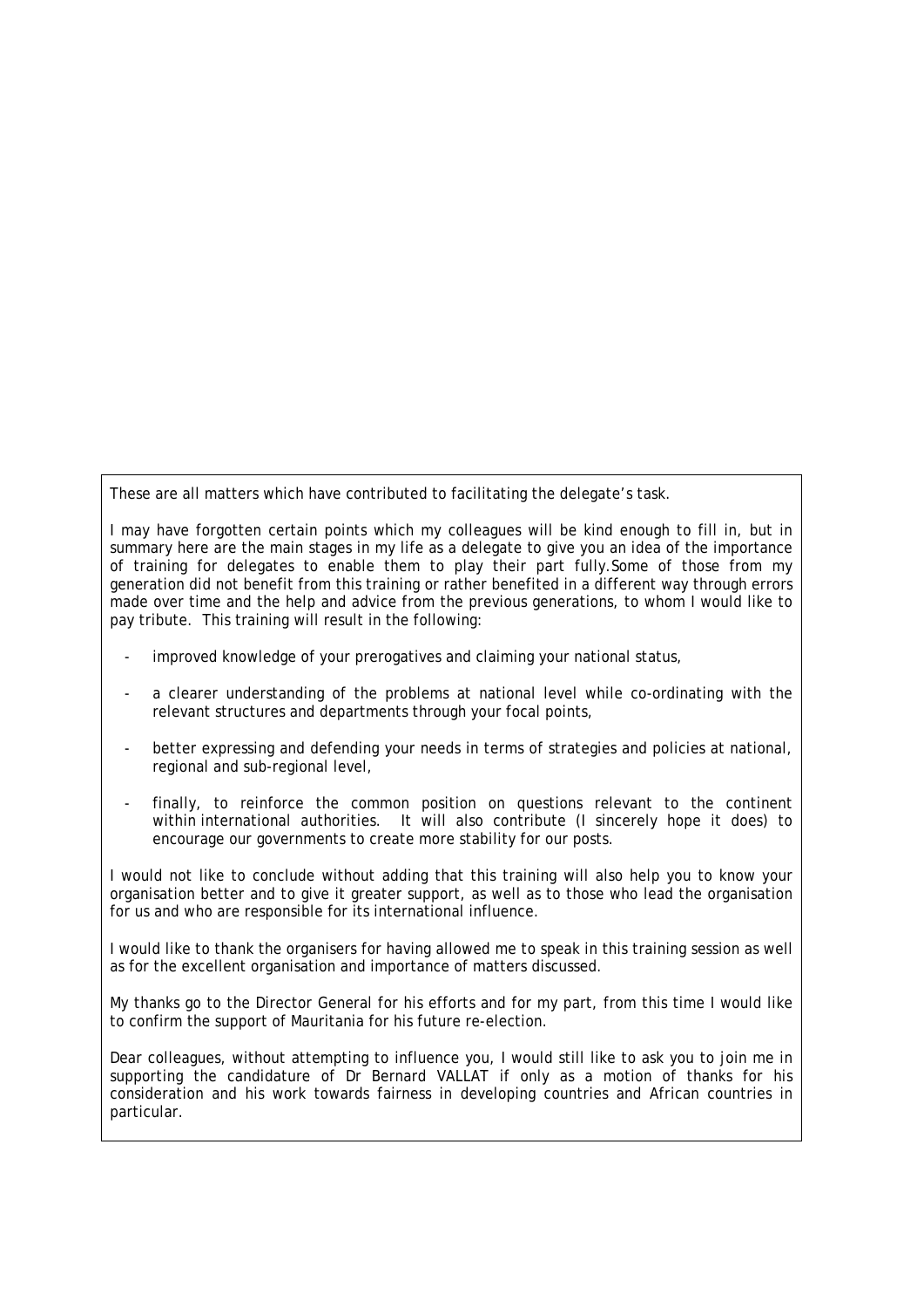These are all matters which have contributed to facilitating the delegate's task.

I may have forgotten certain points which my colleagues will be kind enough to fill in, but in summary here are the main stages in my life as a delegate to give you an idea of the importance of training for delegates to enable them to play their part fully.Some of those from my generation did not benefit from this training or rather benefited in a different way through errors made over time and the help and advice from the previous generations, to whom I would like to pay tribute. This training will result in the following:

- improved knowledge of your prerogatives and claiming your national status,
- a clearer understanding of the problems at national level while co-ordinating with the relevant structures and departments through your focal points,
- better expressing and defending your needs in terms of strategies and policies at national, regional and sub-regional level,
- finally, to reinforce the common position on questions relevant to the continent within international authorities. It will also contribute (I sincerely hope it does) to encourage our governments to create more stability for our posts.

I would not like to conclude without adding that this training will also help you to know your organisation better and to give it greater support, as well as to those who lead the organisation for us and who are responsible for its international influence.

I would like to thank the organisers for having allowed me to speak in this training session as well as for the excellent organisation and importance of matters discussed.

My thanks go to the Director General for his efforts and for my part, from this time I would like to confirm the support of Mauritania for his future re-election.

Dear colleagues, without attempting to influence you, I would still like to ask you to join me in supporting the candidature of Dr Bernard VALLAT if only as a motion of thanks for his consideration and his work towards fairness in developing countries and African countries in particular.